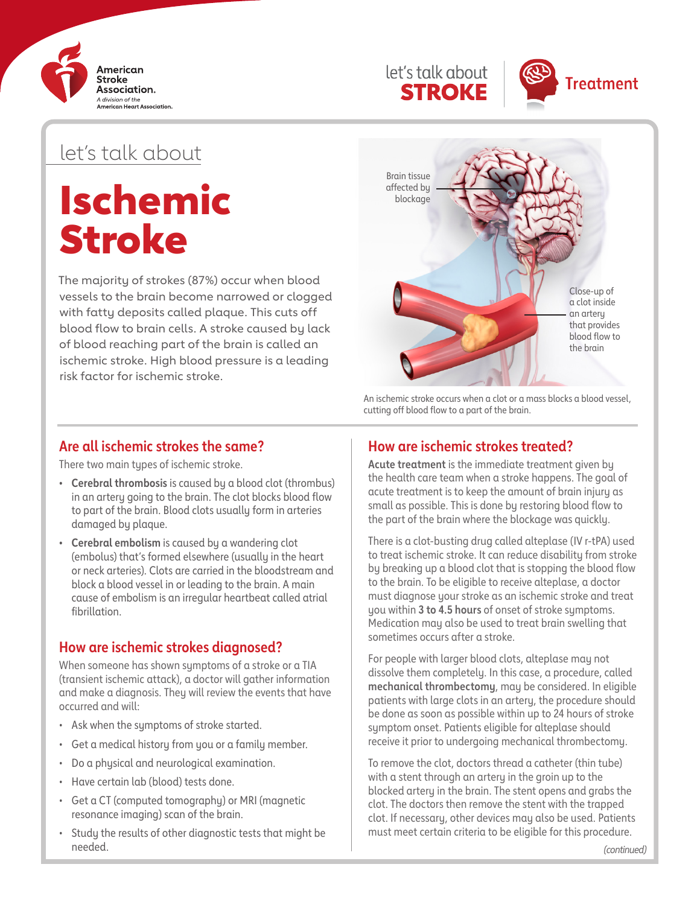let's talk about

# Ischemic Stroke

The majority of strokes (87%) occur when blood vessels to the brain become narrowed or clogged with fatty deposits called plaque. This cuts off blood flow to brain cells. A stroke caused by lack of blood reaching part of the brain is called an ischemic stroke. High blood pressure is a leading risk factor for ischemic stroke.

Brain tissue affected by blockage

Close-up of a clot inside an artery that provides blood flow to the brain

An ischemic stroke occurs when a clot or a mass blocks a blood vessel, cutting off blood flow to a part of the brain.

## Are all ischemic strokes the same?

There two main types of ischemic stroke.

- **Cerebral thrombosis** is caused by a blood clot (thrombus) in an artery going to the brain. The clot blocks blood flow to part of the brain. Blood clots usually form in arteries damaged by plaque.
- **Cerebral embolism** is caused by a wandering clot (embolus) that's formed elsewhere (usually in the heart or neck arteries). Clots are carried in the bloodstream and block a blood vessel in or leading to the brain. A main cause of embolism is an irregular heartbeat called atrial fibrillation.

## How are ischemic strokes diagnosed?

When someone has shown symptoms of a stroke or a TIA (transient ischemic attack), a doctor will gather information and make a diagnosis. They will review the events that have occurred and will:

- Ask when the symptoms of stroke started.
- Get a medical history from you or a family member.
- Do a physical and neurological examination.
- Have certain lab (blood) tests done.
- Get a CT (computed tomography) or MRI (magnetic resonance imaging) scan of the brain.
- Study the results of other diagnostic tests that might be needed.

## How are ischemic strokes treated?

**Acute treatment** is the immediate treatment given by the health care team when a stroke happens. The goal of acute treatment is to keep the amount of brain injury as small as possible. This is done by restoring blood flow to the part of the brain where the blockage was quickly.

There is a clot-busting drug called alteplase (IV r-tPA) used to treat ischemic stroke. It can reduce disability from stroke by breaking up a blood clot that is stopping the blood flow to the brain. To be eligible to receive alteplase, a doctor must diagnose your stroke as an ischemic stroke and treat you within **3 to 4.5 hours** of onset of stroke symptoms. Medication may also be used to treat brain swelling that sometimes occurs after a stroke.

For people with larger blood clots, alteplase may not dissolve them completely. In this case, a procedure, called **mechanical thrombectomy**, may be considered. In eligible patients with large clots in an artery, the procedure should be done as soon as possible within up to 24 hours of stroke symptom onset. Patients eligible for alteplase should receive it prior to undergoing mechanical thrombectomy.

To remove the clot, doctors thread a catheter (thin tube) with a stent through an artery in the groin up to the blocked artery in the brain. The stent opens and grabs the clot. The doctors then remove the stent with the trapped clot. If necessary, other devices may also be used. Patients must meet certain criteria to be eligible for this procedure.

*(continued)*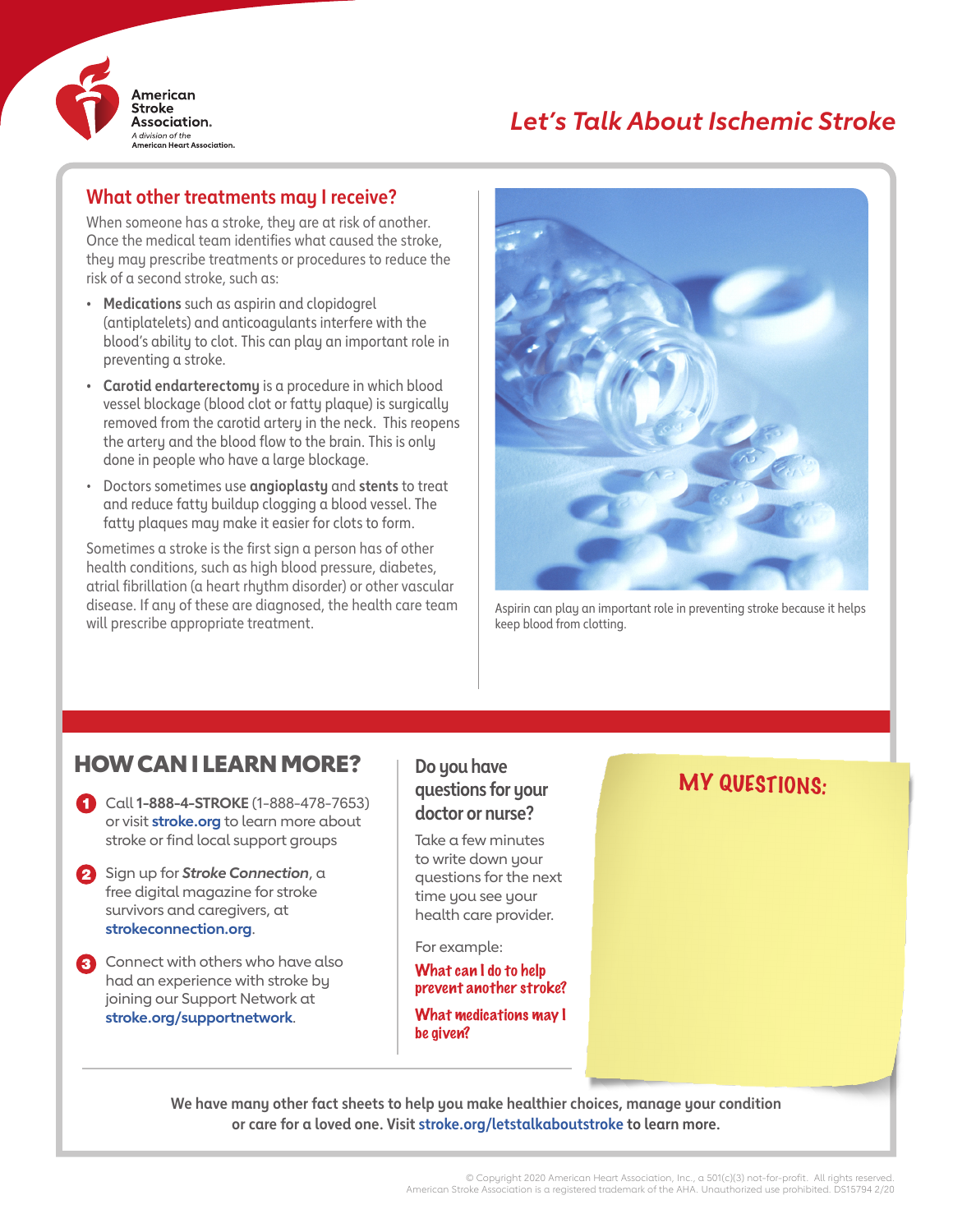# Let's Talk About Ischemic Stroke

## What other treatments may I receive?

When someone has a stroke, they are at risk of another. Once the medical team identifies what caused the stroke, they may prescribe treatments or procedures to reduce the risk of a second stroke, such as:

- **Medications** such as aspirin and clopidogrel (antiplatelets) and anticoagulants interfere with the blood's ability to clot. This can play an important role in preventing a stroke.
- **Carotid endarterectomy** is a procedure in which blood vessel blockage (blood clot or fatty plaque) is surgically removed from the carotid artery in the neck. This reopens the artery and the blood flow to the brain. This is only done in people who have a large blockage.
- Doctors sometimes use **angioplasty** and **stents** to treat and reduce fatty buildup clogging a blood vessel. The fatty plaques may make it easier for clots to form.

Sometimes a stroke is the first sign a person has of other health conditions, such as high blood pressure, diabetes, atrial fibrillation (a heart rhythm disorder) or other vascular disease. If any of these are diagnosed, the health care team will prescribe appropriate treatment.

Aspirin can play an important role in preventing stroke because it helps keep blood from clotting.

## HOW CAN I LEARN MORE?

1. Call **1-888-4-STROKE** (1-888-478-7653) or visit **stroke.org** to learn more about stroke or find local support groups
2. Sign up for ***Stroke Connection***, a free digital magazine for stroke survivors and caregivers, at **strokeconnection.org**.
3. Connect with others who have also had an experience with stroke by joining our Support Network at **stroke.org/supportnetwork**.

### Do you have questions for your doctor or nurse?

Take a few minutes to write down your questions for the next time you see your health care provider.

For example:

**What can I do to help prevent another stroke?**

**What medications may I be given?**

### MY QUESTIONS:

**We have many other fact sheets to help you make healthier choices, manage your condition or care for a loved one. Visit stroke.org/letstalkaboutstroke to learn more.**

© Copyright 2020 American Heart Association, Inc., a 501(c)(3) not-for-profit. All rights reserved. American Stroke Association is a registered trademark of the AHA. Unauthorized use prohibited. DS15794 2/20